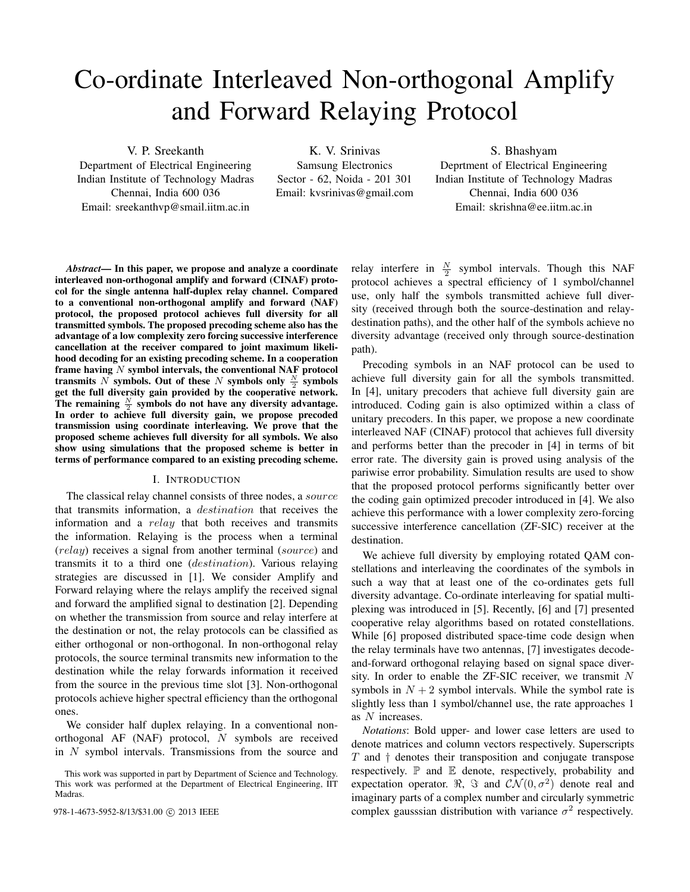# Co-ordinate Interleaved Non-orthogonal Amplify and Forward Relaying Protocol

V. P. Sreekanth
Department of Electrical Engineering
Indian Institute of Technology Madras
Chennai, India 600 036
Email: sreekanthvp@smail.iitm.ac.in

K. V. Srinivas
Samsung Electronics
Sector - 62, Noida - 201 301
Email: kvsrinivas@gmail.com

S. Bhashyam
Deprtment of Electrical Engineering
Indian Institute of Technology Madras
Chennai, India 600 036
Email: skrishna@ee.iitm.ac.in

***Abstract*— In this paper, we propose and analyze a coordinate interleaved non-orthogonal amplify and forward (CINAF) protocol for the single antenna half-duplex relay channel. Compared to a conventional non-orthogonal amplify and forward (NAF) protocol, the proposed protocol achieves full diversity for all transmitted symbols. The proposed precoding scheme also has the advantage of a low complexity zero forcing successive interference cancellation at the receiver compared to joint maximum likelihood decoding for an existing precoding scheme. In a cooperation frame having $N$ symbol intervals, the conventional NAF protocol transmits $N$ symbols. Out of these $N$ symbols only $\frac{N}{2}$ symbols get the full diversity gain provided by the cooperative network. The remaining $\frac{N}{2}$ symbols do not have any diversity advantage. In order to achieve full diversity gain, we propose precoded transmission using coordinate interleaving. We prove that the proposed scheme achieves full diversity for all symbols. We also show using simulations that the proposed scheme is better in terms of performance compared to an existing precoding scheme.**

## I. Introduction

The classical relay channel consists of three nodes, a *source* that transmits information, a *destination* that receives the information and a *relay* that both receives and transmits the information. Relaying is the process when a terminal (*relay*) receives a signal from another terminal (*source*) and transmits it to a third one (*destination*). Various relaying strategies are discussed in [1]. We consider Amplify and Forward relaying where the relays amplify the received signal and forward the amplified signal to destination [2]. Depending on whether the transmission from source and relay interfere at the destination or not, the relay protocols can be classified as either orthogonal or non-orthogonal. In non-orthogonal relay protocols, the source terminal transmits new information to the destination while the relay forwards information it received from the source in the previous time slot [3]. Non-orthogonal protocols achieve higher spectral efficiency than the orthogonal ones.

We consider half duplex relaying. In a conventional non-orthogonal AF (NAF) protocol, $N$ symbols are received in $N$ symbol intervals. Transmissions from the source and relay interfere in $\frac{N}{2}$ symbol intervals. Though this NAF protocol achieves a spectral efficiency of 1 symbol/channel use, only half the symbols transmitted achieve full diversity (received through both the source-destination and relay-destination paths), and the other half of the symbols achieve no diversity advantage (received only through source-destination path).

Precoding symbols in an NAF protocol can be used to achieve full diversity gain for all the symbols transmitted. In [4], unitary precoders that achieve full diversity gain are introduced. Coding gain is also optimized within a class of unitary precoders. In this paper, we propose a new coordinate interleaved NAF (CINAF) protocol that achieves full diversity and performs better than the precoder in [4] in terms of bit error rate. The diversity gain is proved using analysis of the pariwise error probability. Simulation results are used to show that the proposed protocol performs significantly better over the coding gain optimized precoder introduced in [4]. We also achieve this performance with a lower complexity zero-forcing successive interference cancellation (ZF-SIC) receiver at the destination.

We achieve full diversity by employing rotated QAM constellations and interleaving the coordinates of the symbols in such a way that at least one of the co-ordinates gets full diversity advantage. Co-ordinate interleaving for spatial multiplexing was introduced in [5]. Recently, [6] and [7] presented cooperative relay algorithms based on rotated constellations. While [6] proposed distributed space-time code design when the relay terminals have two antennas, [7] investigates decode-and-forward orthogonal relaying based on signal space diversity. In order to enable the ZF-SIC receiver, we transmit $N$ symbols in $N+2$ symbol intervals. While the symbol rate is slightly less than 1 symbol/channel use, the rate approaches 1 as $N$ increases.

*Notations*: Bold upper- and lower case letters are used to denote matrices and column vectors respectively. Superscripts $T$ and $\dagger$ denotes their transposition and conjugate transpose respectively. $\mathbb{P}$ and $\mathbb{E}$ denote, respectively, probability and expectation operator. $\Re$, $\Im$ and $\mathcal{CN}(0, \sigma^2)$ denote real and imaginary parts of a complex number and circularly symmetric complex gausssian distribution with variance $\sigma^2$ respectively.

This work was supported in part by Department of Science and Technology. This work was performed at the Department of Electrical Engineering, IIT Madras.

978-1-4673-5952-8/13/$31.00 © 2013 IEEE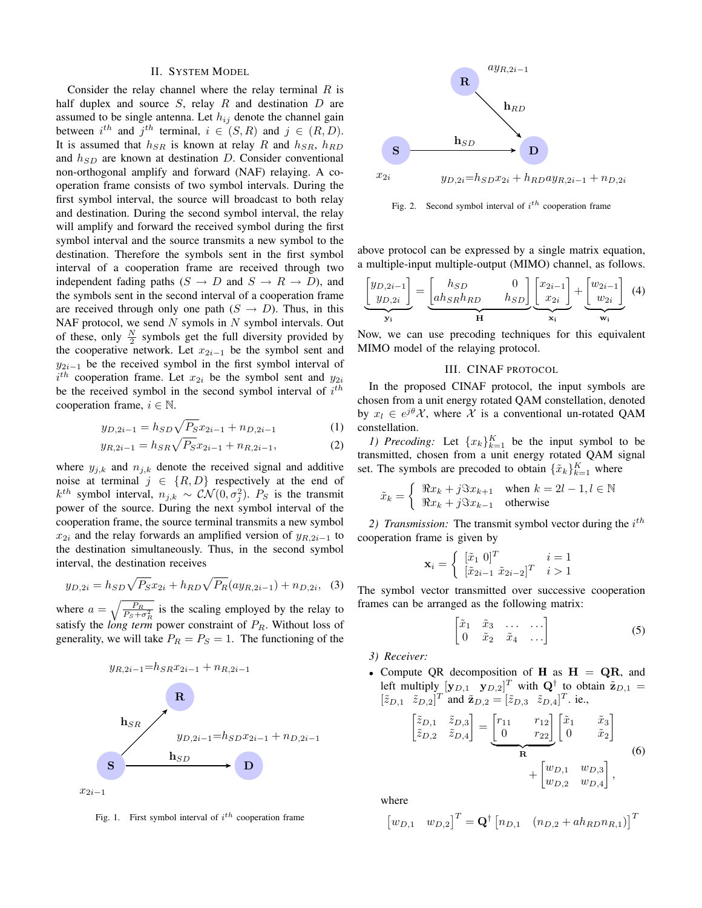## II. System Model

Consider the relay channel where the relay terminal $R$ is half duplex and source $S$, relay $R$ and destination $D$ are assumed to be single antenna. Let $h_{ij}$ denote the channel gain between $i^{th}$ and $j^{th}$ terminal, $i \in (S, R)$ and $j \in (R, D)$. It is assumed that $h_{SR}$ is known at relay $R$ and $h_{SR}$, $h_{RD}$ and $h_{SD}$ are known at destination $D$. Consider conventional non-orthogonal amplify and forward (NAF) relaying. A co-operation frame consists of two symbol intervals. During the first symbol interval, the source will broadcast to both relay and destination. During the second symbol interval, the relay will amplify and forward the received symbol during the first symbol interval and the source transmits a new symbol to the destination. Therefore the symbols sent in the first symbol interval of a cooperation frame are received through two independent fading paths ($S \rightarrow D$ and $S \rightarrow R \rightarrow D$), and the symbols sent in the second interval of a cooperation frame are received through only one path ($S \rightarrow D$). Thus, in this NAF protocol, we send $N$ symols in $N$ symbol intervals. Out of these, only $\frac{N}{2}$ symbols get the full diversity provided by the cooperative network. Let $x_{2i-1}$ be the symbol sent and $y_{2i-1}$ be the received symbol in the first symbol interval of $i^{th}$ cooperation frame. Let $x_{2i}$ be the symbol sent and $y_{2i}$ be the received symbol in the second symbol interval of $i^{th}$ cooperation frame, $i \in \mathbb{N}$.

$$y_{D,2i-1} = h_{SD}\sqrt{P_S}x_{2i-1} + n_{D,2i-1} \quad (1)$$

$$y_{R,2i-1} = h_{SR}\sqrt{P_S}x_{2i-1} + n_{R,2i-1}, \quad (2)$$

where $y_{j,k}$ and $n_{j,k}$ denote the received signal and additive noise at terminal $j \in \{R, D\}$ respectively at the end of $k^{th}$ symbol interval, $n_{j,k} \sim \mathcal{CN}(0, \sigma_j^2)$. $P_S$ is the transmit power of the source. During the next symbol interval of the cooperation frame, the source terminal transmits a new symbol $x_{2i}$ and the relay forwards an amplified version of $y_{R,2i-1}$ to the destination simultaneously. Thus, in the second symbol interval, the destination receives

$$y_{D,2i} = h_{SD}\sqrt{P_S}x_{2i} + h_{RD}\sqrt{P_R}(ay_{R,2i-1}) + n_{D,2i}, \quad (3)$$

where $a = \sqrt{\frac{P_R}{P_S+\sigma_R^2}}$ is the scaling employed by the relay to satisfy the *long term* power constraint of $P_R$. Without loss of generality, we will take $P_R = P_S = 1$. The functioning of the above protocol can be expressed by a single matrix equation, a multiple-input multiple-output (MIMO) channel, as follows.

Fig. 1. First symbol interval of $i^{th}$ cooperation frame

Fig. 2. Second symbol interval of $i^{th}$ cooperation frame

$$\underbrace{\begin{bmatrix} y_{D,2i-1} \\ y_{D,2i} \end{bmatrix}}_{\mathbf{y_i}} = \underbrace{\begin{bmatrix} h_{SD} & 0 \\ ah_{SR}h_{RD} & h_{SD} \end{bmatrix}}_{\mathbf{H}} \underbrace{\begin{bmatrix} x_{2i-1} \\ x_{2i} \end{bmatrix}}_{\mathbf{x_i}} + \underbrace{\begin{bmatrix} w_{2i-1} \\ w_{2i} \end{bmatrix}}_{\mathbf{w_i}} \quad (4)$$

Now, we can use precoding techniques for this equivalent MIMO model of the relaying protocol.

## III. CINAF protocol

In the proposed CINAF protocol, the input symbols are chosen from a unit energy rotated QAM constellation, denoted by $x_l \in e^{j\theta}\mathcal{X}$, where $\mathcal{X}$ is a conventional un-rotated QAM constellation.

*1) Precoding:* Let $\{x_k\}_{k=1}^K$ be the input symbol to be transmitted, chosen from a unit energy rotated QAM signal set. The symbols are precoded to obtain $\{\tilde{x}_k\}_{k=1}^K$ where

$$\tilde{x}_k = \begin{cases} \Re x_k + j\Im x_{k+1} & \text{when } k = 2l-1, l \in \mathbb{N} \\ \Re x_k + j\Im x_{k-1} & \text{otherwise} \end{cases}$$

*2) Transmission:* The transmit symbol vector during the $i^{th}$ cooperation frame is given by

$$\mathbf{x}_i = \begin{cases} [\tilde{x}_1 \ 0]^T & i = 1 \\ [\tilde{x}_{2i-1} \ \tilde{x}_{2i-2}]^T & i > 1 \end{cases}$$

The symbol vector transmitted over successive cooperation frames can be arranged as the following matrix:

$$\begin{bmatrix} \tilde{x}_1 & \tilde{x}_3 & \dots & \dots \\ 0 & \tilde{x}_2 & \tilde{x}_4 & \dots \end{bmatrix} \quad (5)$$

*3) Receiver:*

- Compute QR decomposition of $\mathbf{H}$ as $\mathbf{H} = \mathbf{QR}$, and left multiply $[\mathbf{y}_{D,1} \ \ \mathbf{y}_{D,2}]^T$ with $\mathbf{Q}^\dagger$ to obtain $\tilde{\mathbf{z}}_{D,1} = [\tilde{z}_{D,1} \ \ \tilde{z}_{D,2}]^T$ and $\tilde{\mathbf{z}}_{D,2} = [\tilde{z}_{D,3} \ \ \tilde{z}_{D,4}]^T$. ie.,

$$\begin{bmatrix} \tilde{z}_{D,1} & \tilde{z}_{D,3} \\ \tilde{z}_{D,2} & \tilde{z}_{D,4} \end{bmatrix} = \underbrace{\begin{bmatrix} r_{11} & r_{12} \\ 0 & r_{22} \end{bmatrix}}_{\mathbf{R}} \begin{bmatrix} \tilde{x}_1 & \tilde{x}_3 \\ 0 & \tilde{x}_2 \end{bmatrix} + \begin{bmatrix} w_{D,1} & w_{D,3} \\ w_{D,2} & w_{D,4} \end{bmatrix}, \quad (6)$$

where

$$\begin{bmatrix} w_{D,1} & w_{D,2} \end{bmatrix}^T = \mathbf{Q}^\dagger \begin{bmatrix} n_{D,1} & (n_{D,2} + ah_{RD}n_{R,1}) \end{bmatrix}^T$$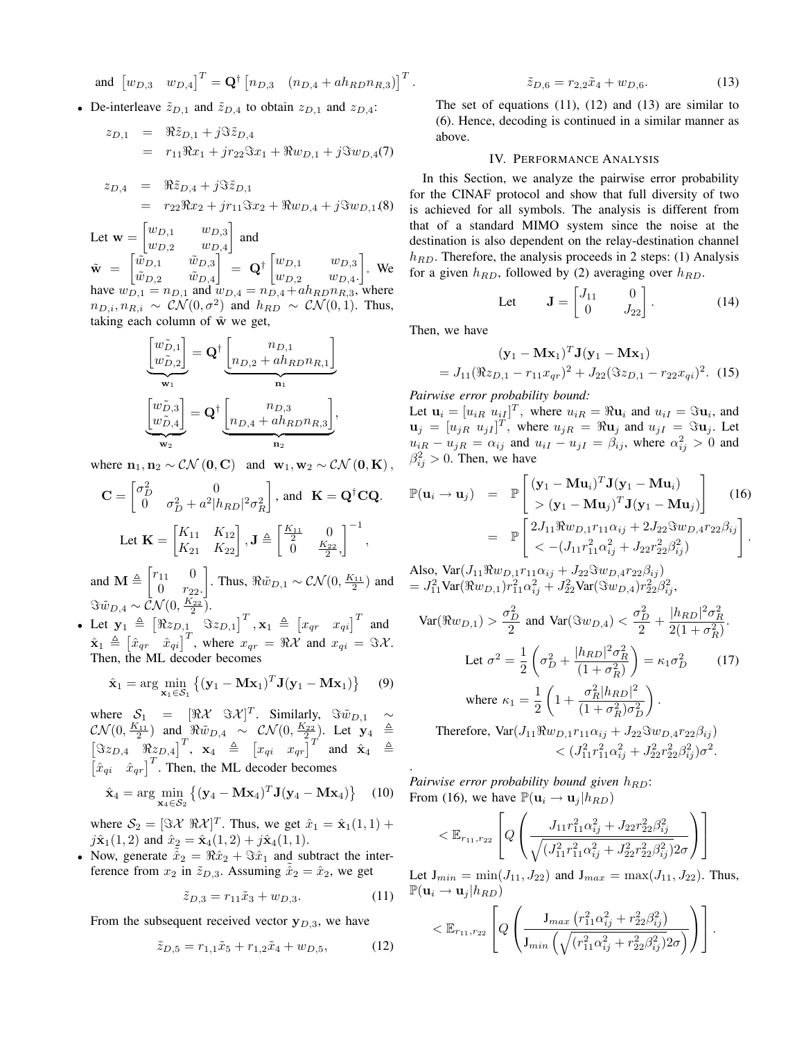and $\begin{bmatrix} w_{D,3} & w_{D,4} \end{bmatrix}^T = \mathbf{Q}^\dagger \begin{bmatrix} n_{D,3} & (n_{D,4} + ah_{RD}n_{R,3}) \end{bmatrix}^T$.

- De-interleave $\tilde{z}_{D,1}$ and $\tilde{z}_{D,4}$ to obtain $z_{D,1}$ and $z_{D,4}$:

$$\begin{aligned} z_{D,1} &= \Re\tilde{z}_{D,1} + j\Im\tilde{z}_{D,4} \\ &= r_{11}\Re x_1 + jr_{22}\Im x_1 + \Re w_{D,1} + j\Im w_{D,4} \end{aligned} \quad (7)$$

$$\begin{aligned} z_{D,4} &= \Re\tilde{z}_{D,4} + j\Im\tilde{z}_{D,1} \\ &= r_{22}\Re x_2 + jr_{11}\Im x_2 + \Re w_{D,4} + j\Im w_{D,1} \end{aligned} \quad (8)$$

Let $\mathbf{w} = \begin{bmatrix} w_{D,1} & w_{D,3} \\ w_{D,2} & w_{D,4} \end{bmatrix}$ and $\tilde{\mathbf{w}} = \begin{bmatrix} \tilde{w}_{D,1} & \tilde{w}_{D,3} \\ \tilde{w}_{D,2} & \tilde{w}_{D,4} \end{bmatrix} = \mathbf{Q}^\dagger \begin{bmatrix} w_{D,1} & w_{D,3} \\ w_{D,2} & w_{D,4}. \end{bmatrix}$. We have $w_{D,1} = n_{D,1}$ and $w_{D,4} = n_{D,4} + ah_{RD}n_{R,3}$, where $n_{D,i}, n_{R,i} \sim \mathcal{CN}(0, \sigma^2)$ and $h_{RD} \sim \mathcal{CN}(0,1)$. Thus, taking each column of $\tilde{\mathbf{w}}$ we get,

$$\underbrace{\begin{bmatrix} \tilde{w_{D,1}} \\ \tilde{w_{D,2}} \end{bmatrix}}_{\mathbf{w_1}} = \mathbf{Q}^\dagger \underbrace{\begin{bmatrix} n_{D,1} \\ n_{D,2} + ah_{RD}n_{R,1} \end{bmatrix}}_{\mathbf{n_1}}$$

$$\underbrace{\begin{bmatrix} \tilde{w_{D,3}} \\ \tilde{w_{D,4}} \end{bmatrix}}_{\mathbf{w_2}} = \mathbf{Q}^\dagger \underbrace{\begin{bmatrix} n_{D,3} \\ n_{D,4} + ah_{RD}n_{R,3} \end{bmatrix}}_{\mathbf{n_2}},$$

where $\mathbf{n}_1, \mathbf{n}_2 \sim \mathcal{CN}(\mathbf{0}, \mathbf{C})$ and $\mathbf{w}_1, \mathbf{w}_2 \sim \mathcal{CN}(\mathbf{0}, \mathbf{K})$,

$$\mathbf{C} = \begin{bmatrix} \sigma_D^2 & 0 \\ 0 & \sigma_D^2 + a^2|h_{RD}|^2\sigma_R^2 \end{bmatrix}, \text{ and } \mathbf{K} = \mathbf{Q}^\dagger\mathbf{C}\mathbf{Q}.$$

$$\text{Let } \mathbf{K} = \begin{bmatrix} K_{11} & K_{12} \\ K_{21} & K_{22} \end{bmatrix}, \mathbf{J} \triangleq \begin{bmatrix} \frac{K_{11}}{2} & 0 \\ 0 & \frac{K_{22}}{2}, \end{bmatrix}^{-1},$$

and $\mathbf{M} \triangleq \begin{bmatrix} r_{11} & 0 \\ 0 & r_{22}. \end{bmatrix}$. Thus, $\Re\tilde{w}_{D,1} \sim \mathcal{CN}(0, \frac{K_{11}}{2})$ and $\Im\tilde{w}_{D,4} \sim \mathcal{CN}(0, \frac{K_{22}}{2})$.

- Let $\mathbf{y}_1 \triangleq \begin{bmatrix} \Re z_{D,1} & \Im z_{D,1} \end{bmatrix}^T, \mathbf{x}_1 \triangleq \begin{bmatrix} x_{qr} & x_{qi} \end{bmatrix}^T$ and $\hat{\mathbf{x}}_1 \triangleq \begin{bmatrix} \hat{x}_{qr} & \hat{x}_{qi} \end{bmatrix}^T$, where $x_{qr} = \Re\mathcal{X}$ and $x_{qi} = \Im\mathcal{X}$. Then, the ML decoder becomes

$$\hat{\mathbf{x}}_1 = \arg\min_{\mathbf{x}_1 \in \mathcal{S}_1} \left\{ (\mathbf{y}_1 - \mathbf{M}\mathbf{x}_1)^T \mathbf{J} (\mathbf{y}_1 - \mathbf{M}\mathbf{x}_1) \right\} \quad (9)$$

where $\mathcal{S}_1 = [\Re\mathcal{X} \;\; \Im\mathcal{X}]^T$. Similarly, $\Im\tilde{w}_{D,1} \sim \mathcal{CN}(0, \frac{K_{11}}{2})$ and $\Re\tilde{w}_{D,4} \sim \mathcal{CN}(0, \frac{K_{22}}{2})$. Let $\mathbf{y}_4 \triangleq \begin{bmatrix} \Im z_{D,4} & \Re z_{D,4} \end{bmatrix}^T$, $\mathbf{x}_4 \triangleq \begin{bmatrix} x_{qi} & x_{qr} \end{bmatrix}^T$ and $\hat{\mathbf{x}}_4 \triangleq \begin{bmatrix} \hat{x}_{qi} & \hat{x}_{qr} \end{bmatrix}^T$. Then, the ML decoder becomes

$$\hat{\mathbf{x}}_4 = \arg\min_{\mathbf{x}_4 \in \mathcal{S}_2} \left\{ (\mathbf{y}_4 - \mathbf{M}\mathbf{x}_4)^T \mathbf{J} (\mathbf{y}_4 - \mathbf{M}\mathbf{x}_4) \right\} \quad (10)$$

where $\mathcal{S}_2 = [\Im\mathcal{X} \;\; \Re\mathcal{X}]^T$. Thus, we get $\hat{x}_1 = \hat{\mathbf{x}}_1(1,1) + j\hat{\mathbf{x}}_4(1,2)$ and $\hat{x}_2 = \hat{\mathbf{x}}_4(1,2) + j\hat{\mathbf{x}}_4(1,1)$.

- Now, generate $\hat{\tilde{x}}_2 = \Re\hat{x}_2 + \Im\hat{x}_1$ and subtract the interference from $x_2$ in $\tilde{z}_{D,3}$. Assuming $\hat{\tilde{x}}_2 = \hat{x}_2$, we get

$$\tilde{z}_{D,3} = r_{11}\tilde{x}_3 + w_{D,3}. \quad (11)$$

From the subsequent received vector $\mathbf{y}_{D,3}$, we have

$$\tilde{z}_{D,5} = r_{1,1}\tilde{x}_5 + r_{1,2}\tilde{x}_4 + w_{D,5}, \quad (12)$$

$$\tilde{z}_{D,6} = r_{2,2}\tilde{x}_4 + w_{D,6}. \quad (13)$$

The set of equations (11), (12) and (13) are similar to (6). Hence, decoding is continued in a similar manner as above.

## IV. Performance Analysis

In this Section, we analyze the pairwise error probability for the CINAF protocol and show that full diversity of two is achieved for all symbols. The analysis is different from that of a standard MIMO system since the noise at the destination is also dependent on the relay-destination channel $h_{RD}$. Therefore, the analysis proceeds in 2 steps: (1) Analysis for a given $h_{RD}$, followed by (2) averaging over $h_{RD}$.

$$\text{Let} \qquad \mathbf{J} = \begin{bmatrix} J_{11} & 0 \\ 0 & J_{22} \end{bmatrix}. \quad (14)$$

Then, we have

$$\begin{aligned} &(\mathbf{y}_1 - \mathbf{M}\mathbf{x}_1)^T \mathbf{J} (\mathbf{y}_1 - \mathbf{M}\mathbf{x}_1) \\ &= J_{11}(\Re z_{D,1} - r_{11}x_{qr})^2 + J_{22}(\Im z_{D,1} - r_{22}x_{qi})^2. \end{aligned} \quad (15)$$

*Pairwise error probability bound:*
Let $\mathbf{u}_i = [u_{iR} \; u_{iI}]^T$, where $u_{iR} = \Re\mathbf{u}_i$ and $u_{iI} = \Im\mathbf{u}_i$, and $\mathbf{u}_j = [u_{jR} \; u_{jI}]^T$, where $u_{jR} = \Re\mathbf{u}_j$ and $u_{jI} = \Im\mathbf{u}_j$. Let $u_{iR} - u_{jR} = \alpha_{ij}$ and $u_{iI} - u_{jI} = \beta_{ij}$, where $\alpha_{ij}^2 > 0$ and $\beta_{ij}^2 > 0$. Then, we have

$$\begin{aligned} \mathbb{P}(\mathbf{u}_i \to \mathbf{u}_j) &= \mathbb{P}\begin{bmatrix} (\mathbf{y}_1 - \mathbf{M}\mathbf{u}_i)^T \mathbf{J} (\mathbf{y}_1 - \mathbf{M}\mathbf{u}_i) \\ > (\mathbf{y}_1 - \mathbf{M}\mathbf{u}_j)^T \mathbf{J} (\mathbf{y}_1 - \mathbf{M}\mathbf{u}_j) \end{bmatrix} \\ &= \mathbb{P}\begin{bmatrix} 2J_{11}\Re w_{D,1} r_{11}\alpha_{ij} + 2J_{22}\Im w_{D,4} r_{22}\beta_{ij} \\ < -(J_{11}r_{11}^2\alpha_{ij}^2 + J_{22}r_{22}^2\beta_{ij}^2) \end{bmatrix}. \end{aligned} \quad (16)$$

Also, $\text{Var}(J_{11}\Re w_{D,1} r_{11}\alpha_{ij} + J_{22}\Im w_{D,4} r_{22}\beta_{ij})$
$= J_{11}^2 \text{Var}(\Re w_{D,1}) r_{11}^2\alpha_{ij}^2 + J_{22}^2 \text{Var}(\Im w_{D,4}) r_{22}^2\beta_{ij}^2$,

$$\text{Var}(\Re w_{D,1}) > \frac{\sigma_D^2}{2} \text{ and } \text{Var}(\Im w_{D,4}) < \frac{\sigma_D^2}{2} + \frac{|h_{RD}|^2\sigma_R^2}{2(1+\sigma_R^2)}.$$

$$\text{Let } \sigma^2 = \frac{1}{2}\left(\sigma_D^2 + \frac{|h_{RD}|^2\sigma_R^2}{(1+\sigma_R^2)}\right) = \kappa_1\sigma_D^2 \quad (17)$$

$$\text{where } \kappa_1 = \frac{1}{2}\left(1 + \frac{\sigma_R^2|h_{RD}|^2}{(1+\sigma_R^2)\sigma_D^2}\right).$$

Therefore, $\text{Var}(J_{11}\Re w_{D,1} r_{11}\alpha_{ij} + J_{22}\Im w_{D,4} r_{22}\beta_{ij}) < (J_{11}^2 r_{11}^2\alpha_{ij}^2 + J_{22}^2 r_{22}^2\beta_{ij}^2)\sigma^2.$

.

*Pairwise error probability bound given $h_{RD}$:*
From (16), we have $\mathbb{P}(\mathbf{u}_i \to \mathbf{u}_j | h_{RD})$

$$< \mathbb{E}_{r_{11}, r_{22}}\left[ Q\left( \frac{J_{11}r_{11}^2\alpha_{ij}^2 + J_{22}r_{22}^2\beta_{ij}^2}{\sqrt{(J_{11}^2 r_{11}^2\alpha_{ij}^2 + J_{22}^2 r_{22}^2\beta_{ij}^2)}2\sigma} \right) \right]$$

Let $\mathrm{J}_{min} = \min(J_{11}, J_{22})$ and $\mathrm{J}_{max} = \max(J_{11}, J_{22})$. Thus, $\mathbb{P}(\mathbf{u}_i \to \mathbf{u}_j | h_{RD})$

$$< \mathbb{E}_{r_{11}, r_{22}}\left[ Q\left( \frac{\mathrm{J}_{max}\left(r_{11}^2\alpha_{ij}^2 + r_{22}^2\beta_{ij}^2\right)}{\mathrm{J}_{min}\left(\sqrt{(r_{11}^2\alpha_{ij}^2 + r_{22}^2\beta_{ij}^2)}2\sigma\right)} \right) \right].$$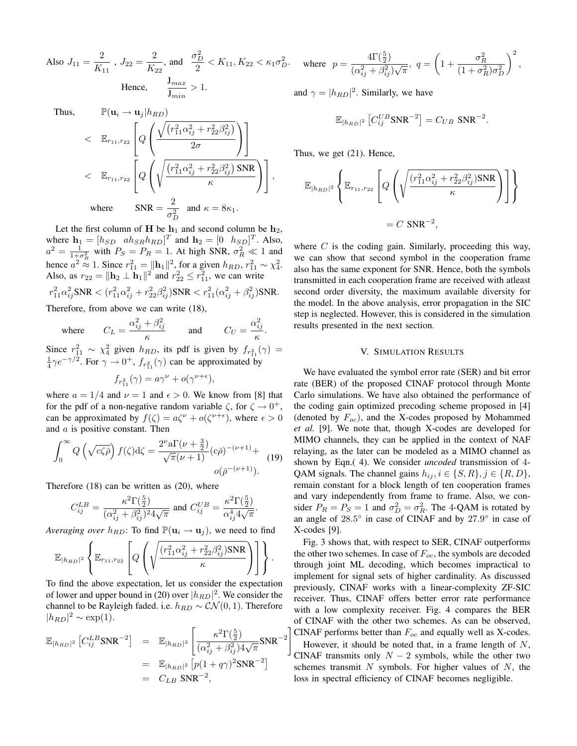Also $J_{11} = \dfrac{2}{K_{11}}$ , $J_{22} = \dfrac{2}{K_{22}}$, and $\dfrac{\sigma_D^2}{2} < K_{11}, K_{22} < \kappa_1 \sigma_D^2$.

$$\text{Hence,} \qquad \frac{\mathrm{J}_{max}}{\mathrm{J}_{min}} > 1.$$

$$\begin{aligned}
\text{Thus,} \qquad & \mathbb{P}(\mathbf{u}_i \to \mathbf{u}_j | h_{RD}) \\
< \quad & \mathbb{E}_{r_{11}, r_{22}} \left[ Q\left( \frac{\sqrt{\left(r_{11}^2 \alpha_{ij}^2 + r_{22}^2 \beta_{ij}^2\right)}}{2\sigma} \right) \right] \\
< \quad & \mathbb{E}_{r_{11}, r_{22}} \left[ Q\left( \sqrt{\frac{\left(r_{11}^2 \alpha_{ij}^2 + r_{22}^2 \beta_{ij}^2\right) \mathrm{SNR}}{\kappa}} \right) \right],
\end{aligned}$$

$$\text{where} \qquad \mathrm{SNR} = \frac{2}{\sigma_D^2} \quad \text{and } \kappa = 8\kappa_1.$$

Let the first column of $\mathbf{H}$ be $\mathbf{h}_1$ and second column be $\mathbf{h}_2$, where $\mathbf{h}_1 = [h_{SD} \quad a h_{SR} h_{RD}]^T$ and $\mathbf{h}_2 = [0 \quad h_{SD}]^T$. Also, $a^2 = \frac{1}{1+\sigma_R^2}$ with $P_S = P_R = 1$. At high SNR, $\sigma_R^2 \ll 1$ and hence $a^2 \approx 1$. Since $r_{11}^2 = \|\mathbf{h}_1\|^2$, for a given $h_{RD}$, $r_{11}^2 \sim \chi_4^2$. Also, as $r_{22} = \|\mathbf{h}_2 \perp \mathbf{h}_1\|^2$ and $r_{22}^2 \leq r_{11}^2$, we can write

$$r_{11}^2 \alpha_{ij}^2 \mathrm{SNR} < (r_{11}^2 \alpha_{ij}^2 + r_{22}^2 \beta_{ij}^2) \mathrm{SNR} < r_{11}^2 (\alpha_{ij}^2 + \beta_{ij}^2) \mathrm{SNR}.$$

Therefore, from above we can write (18),

$$\text{where} \qquad C_L = \frac{\alpha_{ij}^2 + \beta_{ij}^2}{\kappa} \qquad \text{and} \qquad C_U = \frac{\alpha_{ij}^2}{\kappa}.$$

Since $r_{11}^2 \sim \chi_4^2$ given $h_{RD}$, its pdf is given by $f_{r_{11}^2}(\gamma) = \frac{1}{4}\gamma e^{-\gamma/2}$. For $\gamma \to 0^+$, $f_{r_{11}^2}(\gamma)$ can be approximated by

$$f_{r_{11}^2}(\gamma) = a\gamma^{\nu} + o(\gamma^{\nu+\epsilon}),$$

where $a = 1/4$ and $\nu = 1$ and $\epsilon > 0$. We know from [8] that for the pdf of a non-negative random variable $\zeta$, for $\zeta \to 0^+$, can be approximated by $f(\zeta) = a\zeta^{\nu} + o(\zeta^{\nu+\epsilon})$, where $\epsilon > 0$ and $a$ is positive constant. Then

$$\int_0^{\infty} Q\left(\sqrt{c\zeta\bar{\rho}}\right) f(\zeta) \mathrm{d}\zeta = \frac{2^{\nu} a \Gamma(\nu + \frac{3}{2})}{\sqrt{\pi}(\nu+1)} (c\bar{\rho})^{-(\nu+1)} + o(\bar{\rho}^{-(\nu+1)}). \tag{19}$$

Therefore (18) can be written as (20), where

$$C_{ij}^{LB} = \frac{\kappa^2 \Gamma(\frac{5}{2})}{(\alpha_{ij}^2 + \beta_{ij}^2)^2 4\sqrt{\pi}} \text{ and } C_{ij}^{UB} = \frac{\kappa^2 \Gamma(\frac{5}{2})}{\alpha_{ij}^4 4\sqrt{\pi}}.$$

*Averaging over $h_{RD}$*: To find $\mathbb{P}(\mathbf{u}_i \to \mathbf{u}_j)$, we need to find

$$\mathbb{E}_{|h_{RD}|^2} \left\{ \mathbb{E}_{r_{11}, r_{22}} \left[ Q\left( \sqrt{\frac{(r_{11}^2 \alpha_{ij}^2 + r_{22}^2 \beta_{ij}^2) \mathrm{SNR}}{\kappa}} \right) \right] \right\}.$$

To find the above expectation, let us consider the expectation of lower and upper bound in (20) over $|h_{RD}|^2$. We consider the channel to be Rayleigh faded. i.e. $h_{RD} \sim \mathcal{CN}(0,1)$. Therefore $|h_{RD}|^2 \sim \exp(1)$.

$$\begin{aligned}
\mathbb{E}_{|h_{RD}|^2} \left[ C_{ij}^{LB} \mathrm{SNR}^{-2} \right] &= \mathbb{E}_{|h_{RD}|^2} \left[ \frac{\kappa^2 \Gamma(\frac{5}{2})}{(\alpha_{ij}^2 + \beta_{ij}^2) 4\sqrt{\pi}} \mathrm{SNR}^{-2} \right] \\
&= \mathbb{E}_{|h_{RD}|^2} \left[ p(1 + q\gamma)^2 \mathrm{SNR}^{-2} \right] \\
&= C_{LB} \ \mathrm{SNR}^{-2},
\end{aligned}$$

where $p = \dfrac{4\Gamma(\frac{5}{2})}{(\alpha_{ij}^2 + \beta_{ij}^2)\sqrt{\pi}}$, $q = \left(1 + \dfrac{\sigma_R^2}{(1+\sigma_R^2)\sigma_D^2}\right)^2$,

and $\gamma = |h_{RD}|^2$. Similarly, we have

$$\mathbb{E}_{|h_{RD}|^2} \left[ C_{ij}^{UB} \mathrm{SNR}^{-2} \right] = C_{UB} \ \mathrm{SNR}^{-2}.$$

Thus, we get (21). Hence,

$$\mathbb{E}_{|h_{RD}|^2} \left\{ \mathbb{E}_{r_{11}, r_{22}} \left[ Q\left( \sqrt{\frac{(r_{11}^2 \alpha_{ij}^2 + r_{22}^2 \beta_{ij}^2) \mathrm{SNR}}{\kappa}} \right) \right] \right\} = C \ \mathrm{SNR}^{-2},$$

where $C$ is the coding gain. Similarly, proceeding this way, we can show that second symbol in the cooperation frame also has the same exponent for SNR. Hence, both the symbols transmitted in each cooperation frame are received with atleast second order diversity, the maximum available diversity for the model. In the above analysis, error propagation in the SIC step is neglected. However, this is considered in the simulation results presented in the next section.

## V. Simulation Results

We have evaluated the symbol error rate (SER) and bit error rate (BER) of the proposed CINAF protocol through Monte Carlo simulations. We have also obtained the performance of the coding gain optimized precoding scheme proposed in [4] (denoted by $F_{oc}$), and the X-codes proposed by Mohammed *et al.* [9]. We note that, though X-codes are developed for MIMO channels, they can be applied in the context of NAF relaying, as the later can be modeled as a MIMO channel as shown by Eqn.( 4). We consider *uncoded* transmission of 4-QAM signals. The channel gains $h_{ij}, i \in \{S, R\}, j \in \{R, D\}$, remain constant for a block length of ten cooperation frames and vary independently from frame to frame. Also, we consider $P_R = P_S = 1$ and $\sigma_D^2 = \sigma_R^2$. The 4-QAM is rotated by an angle of $28.5^\circ$ in case of CINAF and by $27.9^\circ$ in case of X-codes [9].

Fig. 3 shows that, with respect to SER, CINAF outperforms the other two schemes. In case of $F_{oc}$, the symbols are decoded through joint ML decoding, which becomes impractical to implement for signal sets of higher cardinality. As discussed previously, CINAF works with a linear-complexity ZF-SIC receiver. Thus, CINAF offers better error rate performance with a low complexity receiver. Fig. 4 compares the BER of CINAF with the other two schemes. As can be observed, CINAF performs better than $F_{oc}$ and equally well as X-codes.

However, it should be noted that, in a frame length of $N$, CINAF transmits only $N - 2$ symbols, while the other two schemes transmit $N$ symbols. For higher values of $N$, the loss in spectral efficiency of CINAF becomes negligible.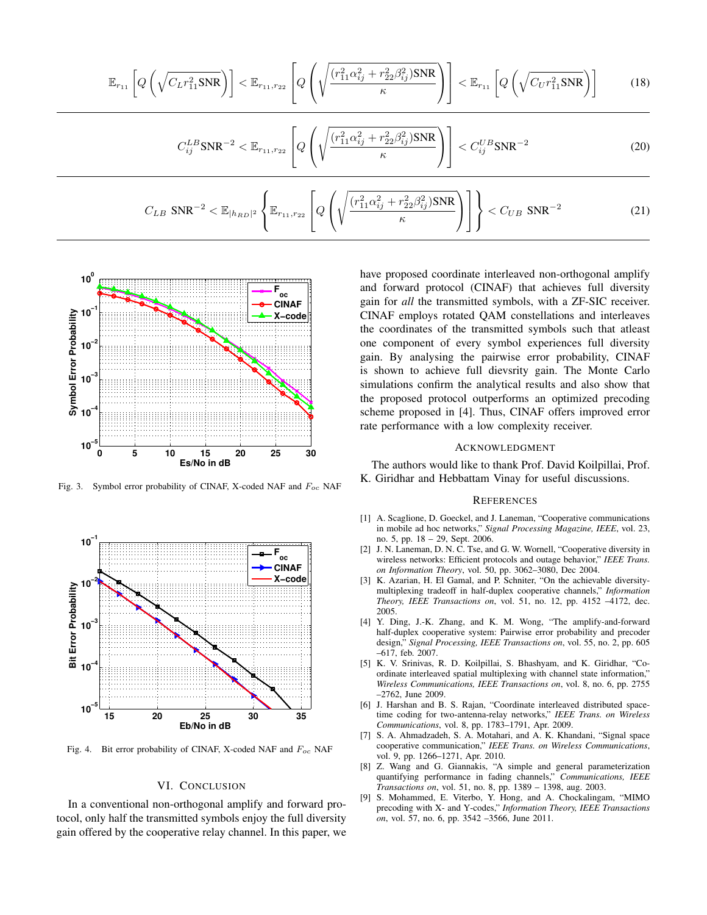$$\mathbb{E}_{r_{11}}\left[Q\left(\sqrt{C_L r_{11}^2 \mathrm{SNR}}\right)\right] < \mathbb{E}_{r_{11},r_{22}}\left[Q\left(\sqrt{\frac{(r_{11}^2\alpha_{ij}^2 + r_{22}^2\beta_{ij}^2)\mathrm{SNR}}{\kappa}}\right)\right] < \mathbb{E}_{r_{11}}\left[Q\left(\sqrt{C_U r_{11}^2 \mathrm{SNR}}\right)\right] \tag{18}$$

$$C_{ij}^{LB}\mathrm{SNR}^{-2} < \mathbb{E}_{r_{11},r_{22}}\left[Q\left(\sqrt{\frac{(r_{11}^2\alpha_{ij}^2 + r_{22}^2\beta_{ij}^2)\mathrm{SNR}}{\kappa}}\right)\right] < C_{ij}^{UB}\mathrm{SNR}^{-2} \tag{20}$$

$$C_{LB}\ \mathrm{SNR}^{-2} < \mathbb{E}_{|h_{RD}|^2}\left\{\mathbb{E}_{r_{11},r_{22}}\left[Q\left(\sqrt{\frac{(r_{11}^2\alpha_{ij}^2 + r_{22}^2\beta_{ij}^2)\mathrm{SNR}}{\kappa}}\right)\right]\right\} < C_{UB}\ \mathrm{SNR}^{-2} \tag{21}$$

Symbol Error Probability

$10^0$
$10^{-1}$
$10^{-2}$
$10^{-3}$
$10^{-4}$
$10^{-5}$

0 5 10 15 20 25 30

Es/No in dB

$F_{oc}$
CINAF
X–code

Fig. 3. Symbol error probability of CINAF, X-coded NAF and $F_{oc}$ NAF

Bit Error Probability

$10^{-1}$
$10^{-2}$
$10^{-3}$
$10^{-4}$
$10^{-5}$

15 20 25 30 35

Eb/No in dB

$F_{oc}$
CINAF
X–code

Fig. 4. Bit error probability of CINAF, X-coded NAF and $F_{oc}$ NAF

## VI. Conclusion

In a conventional non-orthogonal amplify and forward protocol, only half the transmitted symbols enjoy the full diversity gain offered by the cooperative relay channel. In this paper, we have proposed coordinate interleaved non-orthogonal amplify and forward protocol (CINAF) that achieves full diversity gain for *all* the transmitted symbols, with a ZF-SIC receiver. CINAF employs rotated QAM constellations and interleaves the coordinates of the transmitted symbols such that atleast one component of every symbol experiences full diversity gain. By analysing the pairwise error probability, CINAF is shown to achieve full dievsrity gain. The Monte Carlo simulations confirm the analytical results and also show that the proposed protocol outperforms an optimized precoding scheme proposed in [4]. Thus, CINAF offers improved error rate performance with a low complexity receiver.

## Acknowledgment

The authors would like to thank Prof. David Koilpillai, Prof. K. Giridhar and Hebbattam Vinay for useful discussions.

## References

[1] A. Scaglione, D. Goeckel, and J. Laneman, "Cooperative communications in mobile ad hoc networks," *Signal Processing Magazine, IEEE*, vol. 23, no. 5, pp. 18 – 29, Sept. 2006.

[2] J. N. Laneman, D. N. C. Tse, and G. W. Wornell, "Cooperative diversity in wireless networks: Efficient protocols and outage behavior," *IEEE Trans. on Information Theory*, vol. 50, pp. 3062–3080, Dec 2004.

[3] K. Azarian, H. El Gamal, and P. Schniter, "On the achievable diversity-multiplexing tradeoff in half-duplex cooperative channels," *Information Theory, IEEE Transactions on*, vol. 51, no. 12, pp. 4152 –4172, dec. 2005.

[4] Y. Ding, J.-K. Zhang, and K. M. Wong, "The amplify-and-forward half-duplex cooperative system: Pairwise error probability and precoder design," *Signal Processing, IEEE Transactions on*, vol. 55, no. 2, pp. 605 –617, feb. 2007.

[5] K. V. Srinivas, R. D. Koilpillai, S. Bhashyam, and K. Giridhar, "Co-ordinate interleaved spatial multiplexing with channel state information," *Wireless Communications, IEEE Transactions on*, vol. 8, no. 6, pp. 2755 –2762, June 2009.

[6] J. Harshan and B. S. Rajan, "Coordinate interleaved distributed space-time coding for two-antenna-relay networks," *IEEE Trans. on Wireless Communications*, vol. 8, pp. 1783–1791, Apr. 2009.

[7] S. A. Ahmadzadeh, S. A. Motahari, and A. K. Khandani, "Signal space cooperative communication," *IEEE Trans. on Wireless Communications*, vol. 9, pp. 1266–1271, Apr. 2010.

[8] Z. Wang and G. Giannakis, "A simple and general parameterization quantifying performance in fading channels," *Communications, IEEE Transactions on*, vol. 51, no. 8, pp. 1389 – 1398, aug. 2003.

[9] S. Mohammed, E. Viterbo, Y. Hong, and A. Chockalingam, "MIMO precoding with X- and Y-codes," *Information Theory, IEEE Transactions on*, vol. 57, no. 6, pp. 3542 –3566, June 2011.